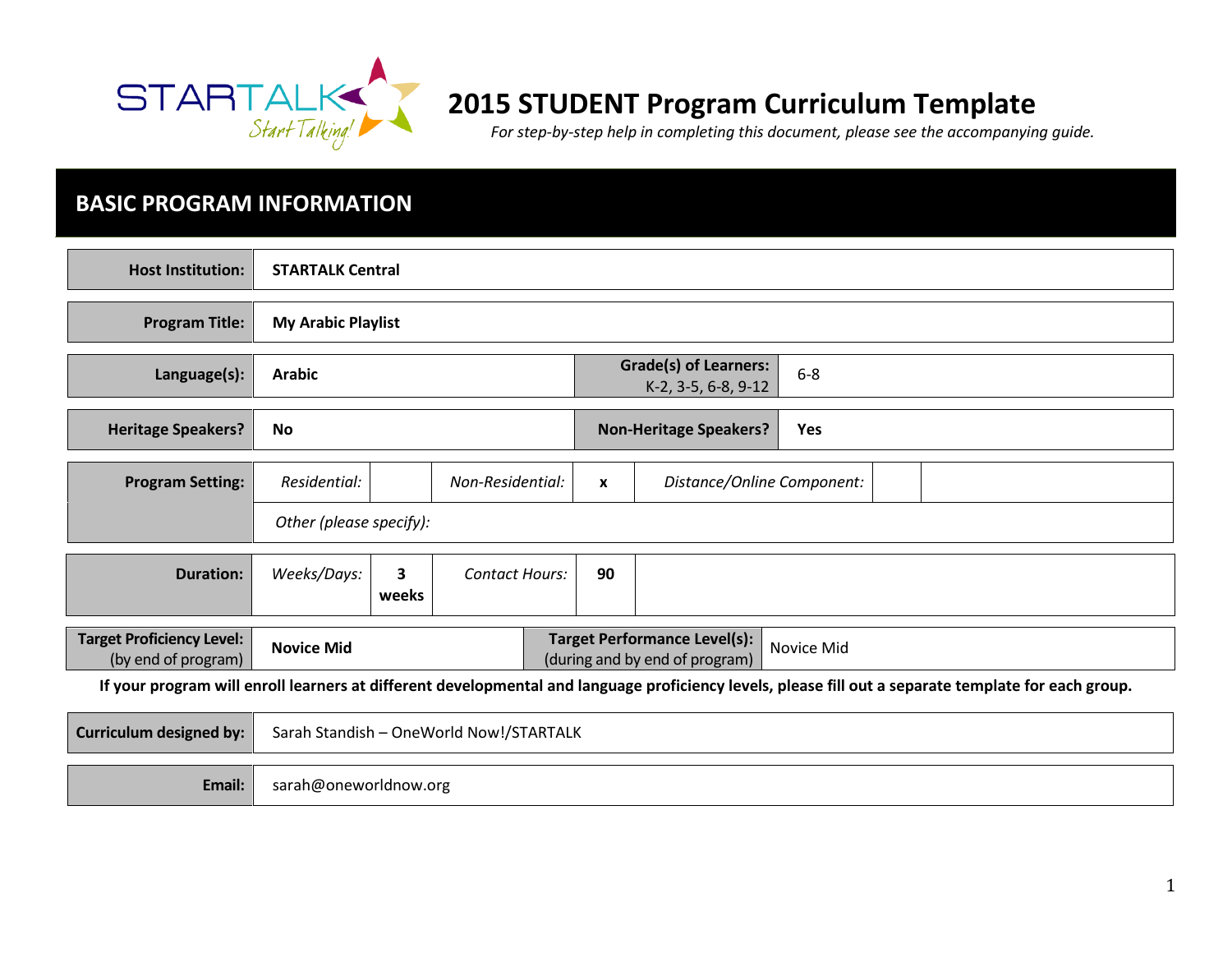# 2015 STUDENT Program Curriculum Template

*For step-by-step help in completing this document, please see the accompanying guide.*

## BASIC PROGRAM INFORMATION

| | |
|---|---|
| **Host Institution:** | **STARTALK Central** |
| **Program Title:** | **My Arabic Playlist** |

| | | | |
|---|---|---|---|
| **Language(s):** | **Arabic** | **Grade(s) of Learners:** K-2, 3-5, 6-8, 9-12 | 6-8 |
| **Heritage Speakers?** | **No** | **Non-Heritage Speakers?** | **Yes** |

| | | | | | | | |
|---|---|---|---|---|---|---|---|
| **Program Setting:** | *Residential:* | | *Non-Residential:* | **x** | *Distance/Online Component:* | | |
| | *Other (please specify):* | | | | | | |

| | | | | | |
|---|---|---|---|---|---|
| **Duration:** | *Weeks/Days:* | **3 weeks** | *Contact Hours:* | **90** | |

| | | | |
|---|---|---|---|
| **Target Proficiency Level:** (by end of program) | **Novice Mid** | **Target Performance Level(s):** (during and by end of program) | Novice Mid |

**If your program will enroll learners at different developmental and language proficiency levels, please fill out a separate template for each group.**

| | |
|---|---|
| **Curriculum designed by:** | Sarah Standish – OneWorld Now!/STARTALK |
| **Email:** | sarah@oneworldnow.org |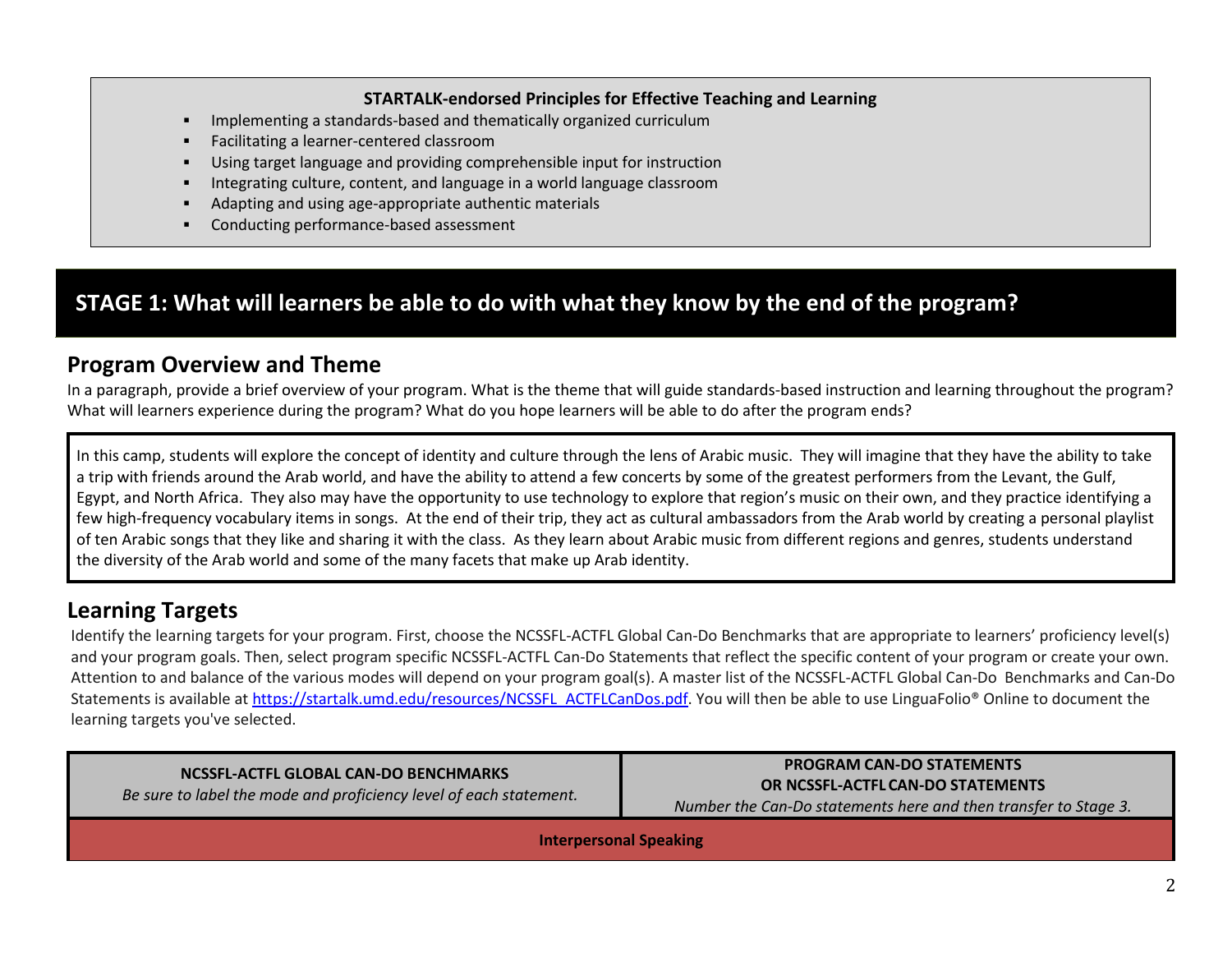**STARTALK-endorsed Principles for Effective Teaching and Learning**

- Implementing a standards-based and thematically organized curriculum
- Facilitating a learner-centered classroom
- Using target language and providing comprehensible input for instruction
- Integrating culture, content, and language in a world language classroom
- Adapting and using age-appropriate authentic materials
- Conducting performance-based assessment

# STAGE 1: What will learners be able to do with what they know by the end of the program?

## Program Overview and Theme

In a paragraph, provide a brief overview of your program. What is the theme that will guide standards-based instruction and learning throughout the program? What will learners experience during the program? What do you hope learners will be able to do after the program ends?

In this camp, students will explore the concept of identity and culture through the lens of Arabic music. They will imagine that they have the ability to take a trip with friends around the Arab world, and have the ability to attend a few concerts by some of the greatest performers from the Levant, the Gulf, Egypt, and North Africa. They also may have the opportunity to use technology to explore that region's music on their own, and they practice identifying a few high-frequency vocabulary items in songs. At the end of their trip, they act as cultural ambassadors from the Arab world by creating a personal playlist of ten Arabic songs that they like and sharing it with the class. As they learn about Arabic music from different regions and genres, students understand the diversity of the Arab world and some of the many facets that make up Arab identity.

## Learning Targets

Identify the learning targets for your program. First, choose the NCSSFL-ACTFL Global Can-Do Benchmarks that are appropriate to learners' proficiency level(s) and your program goals. Then, select program specific NCSSFL-ACTFL Can-Do Statements that reflect the specific content of your program or create your own. Attention to and balance of the various modes will depend on your program goal(s). A master list of the NCSSFL-ACTFL Global Can-Do Benchmarks and Can-Do Statements is available at [https://startalk.umd.edu/resources/NCSSFL_ACTFLCanDos.pdf](https://startalk.umd.edu/resources/NCSSFL_ACTFLCanDos.pdf). You will then be able to use LinguaFolio® Online to document the learning targets you've selected.

| **NCSSFL-ACTFL GLOBAL CAN-DO BENCHMARKS**<br>*Be sure to label the mode and proficiency level of each statement.* | **PROGRAM CAN-DO STATEMENTS OR NCSSFL-ACTFL CAN-DO STATEMENTS**<br>*Number the Can-Do statements here and then transfer to Stage 3.* |
|---|---|
| **Interpersonal Speaking** | |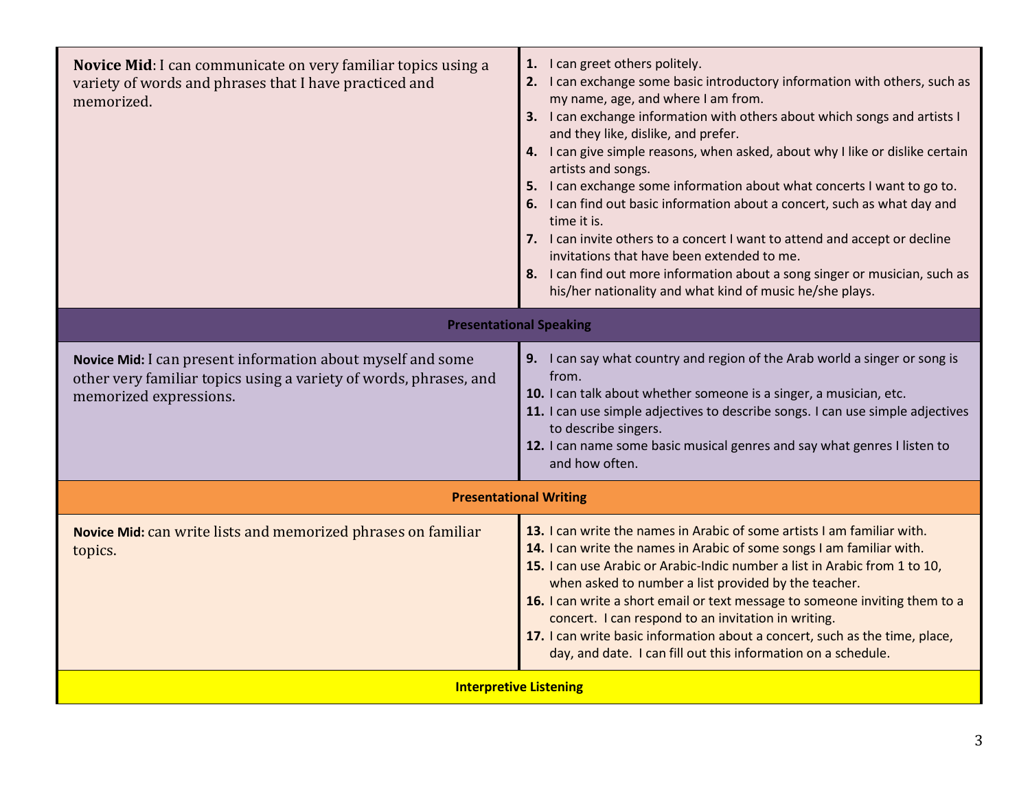| | |
|---|---|
| **Novice Mid**: I can communicate on very familiar topics using a variety of words and phrases that I have practiced and memorized. | **1.** I can greet others politely.<br>**2.** I can exchange some basic introductory information with others, such as my name, age, and where I am from.<br>**3.** I can exchange information with others about which songs and artists I and they like, dislike, and prefer.<br>**4.** I can give simple reasons, when asked, about why I like or dislike certain artists and songs.<br>**5.** I can exchange some information about what concerts I want to go to.<br>**6.** I can find out basic information about a concert, such as what day and time it is.<br>**7.** I can invite others to a concert I want to attend and accept or decline invitations that have been extended to me.<br>**8.** I can find out more information about a song singer or musician, such as his/her nationality and what kind of music he/she plays. |
| **Presentational Speaking** | |
| **Novice Mid:** I can present information about myself and some other very familiar topics using a variety of words, phrases, and memorized expressions. | **9.** I can say what country and region of the Arab world a singer or song is from.<br>**10.** I can talk about whether someone is a singer, a musician, etc.<br>**11.** I can use simple adjectives to describe songs. I can use simple adjectives to describe singers.<br>**12.** I can name some basic musical genres and say what genres I listen to and how often. |
| **Presentational Writing** | |
| **Novice Mid:** can write lists and memorized phrases on familiar topics. | **13.** I can write the names in Arabic of some artists I am familiar with.<br>**14.** I can write the names in Arabic of some songs I am familiar with.<br>**15.** I can use Arabic or Arabic-Indic number a list in Arabic from 1 to 10, when asked to number a list provided by the teacher.<br>**16.** I can write a short email or text message to someone inviting them to a concert. I can respond to an invitation in writing.<br>**17.** I can write basic information about a concert, such as the time, place, day, and date. I can fill out this information on a schedule. |
| **Interpretive Listening** | |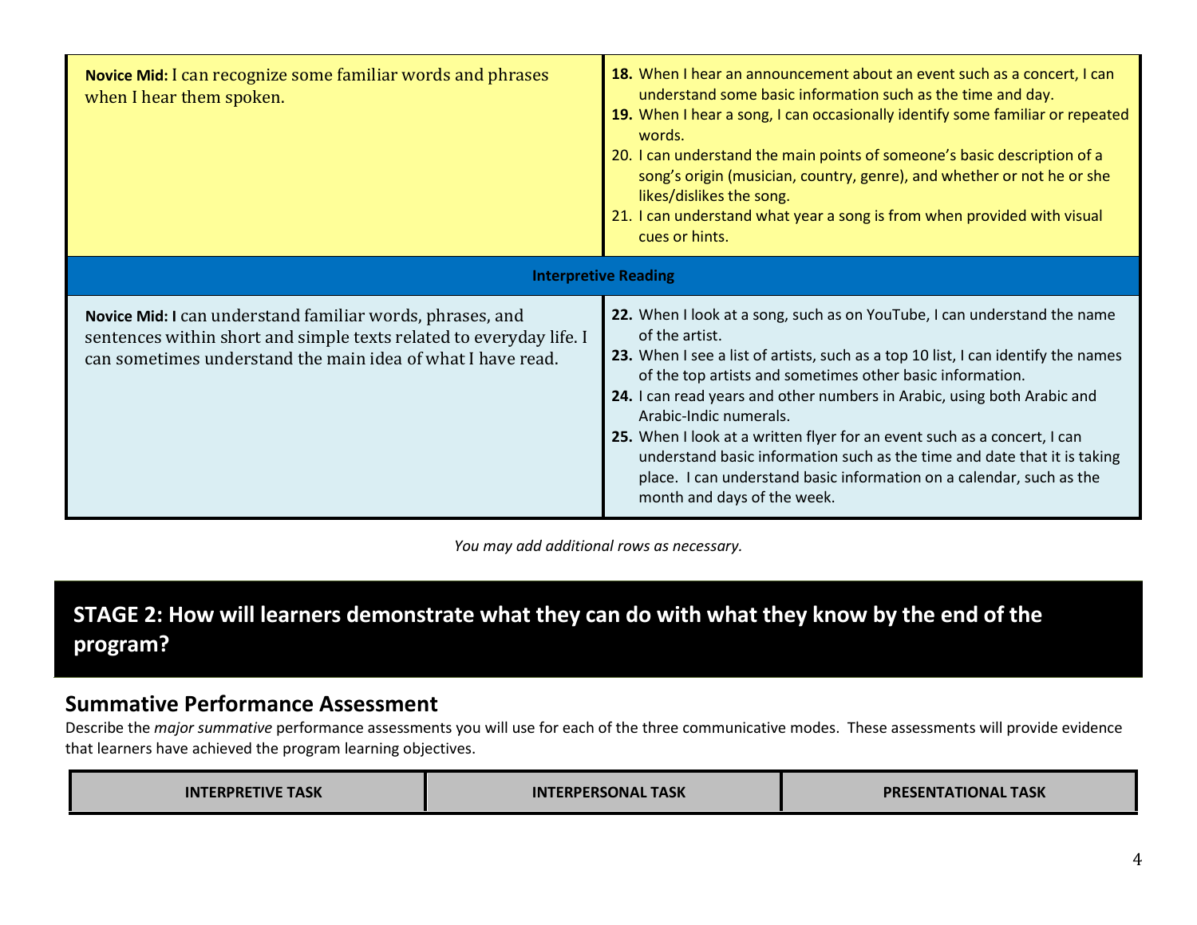| | |
|---|---|
| **Novice Mid:** I can recognize some familiar words and phrases when I hear them spoken. | **18.** When I hear an announcement about an event such as a concert, I can understand some basic information such as the time and day.<br>**19.** When I hear a song, I can occasionally identify some familiar or repeated words.<br>20. I can understand the main points of someone's basic description of a song's origin (musician, country, genre), and whether or not he or she likes/dislikes the song.<br>21. I can understand what year a song is from when provided with visual cues or hints. |
| **Interpretive Reading** | |
| **Novice Mid: I** can understand familiar words, phrases, and sentences within short and simple texts related to everyday life. I can sometimes understand the main idea of what I have read. | **22.** When I look at a song, such as on YouTube, I can understand the name of the artist.<br>**23.** When I see a list of artists, such as a top 10 list, I can identify the names of the top artists and sometimes other basic information.<br>**24.** I can read years and other numbers in Arabic, using both Arabic and Arabic-Indic numerals.<br>**25.** When I look at a written flyer for an event such as a concert, I can understand basic information such as the time and date that it is taking place. I can understand basic information on a calendar, such as the month and days of the week. |

*You may add additional rows as necessary.*

## STAGE 2: How will learners demonstrate what they can do with what they know by the end of the program?

### Summative Performance Assessment

Describe the *major summative* performance assessments you will use for each of the three communicative modes. These assessments will provide evidence that learners have achieved the program learning objectives.

| INTERPRETIVE TASK | INTERPERSONAL TASK | PRESENTATIONAL TASK |
|---|---|---|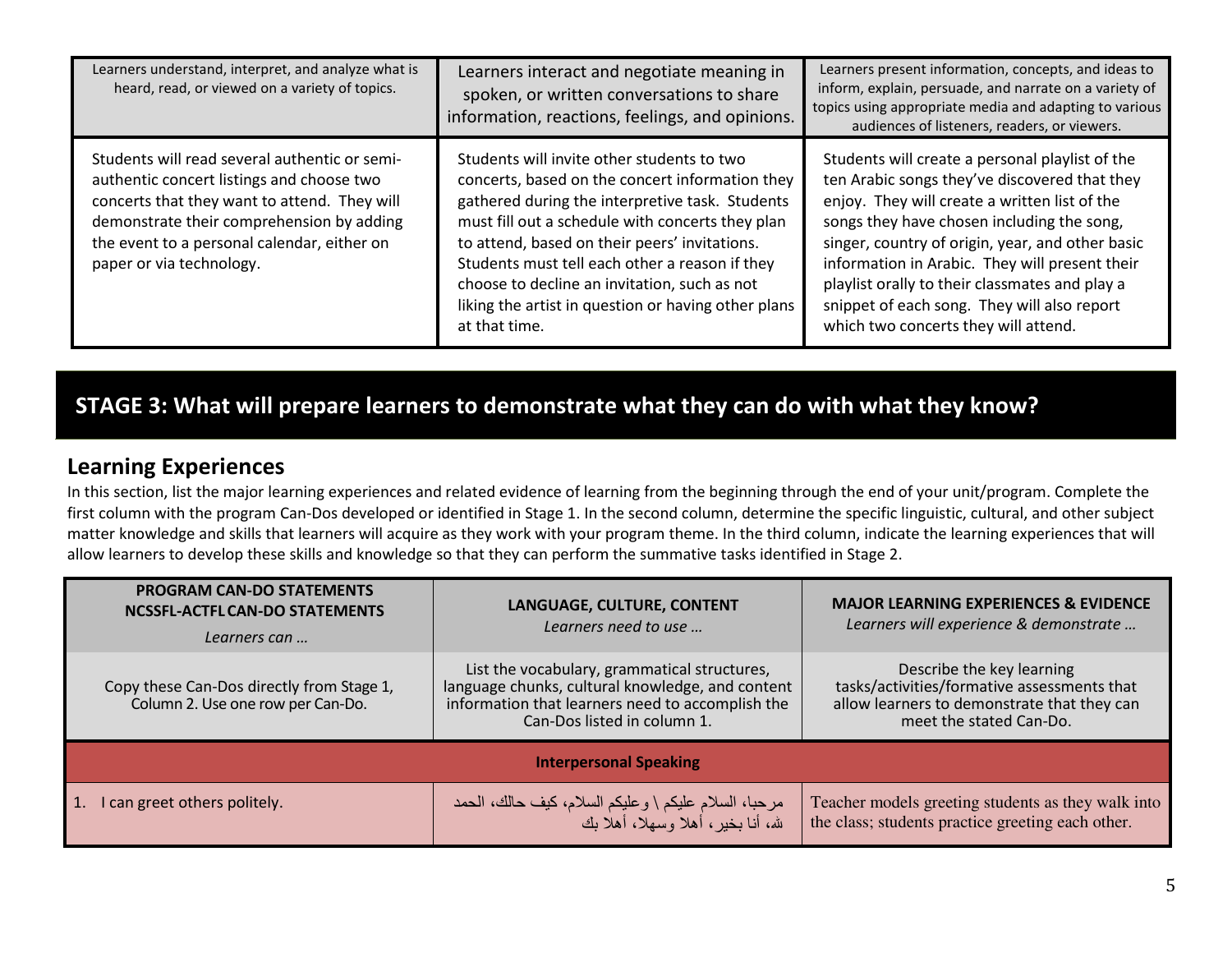| Learners understand, interpret, and analyze what is heard, read, or viewed on a variety of topics. | Learners interact and negotiate meaning in spoken, or written conversations to share information, reactions, feelings, and opinions. | Learners present information, concepts, and ideas to inform, explain, persuade, and narrate on a variety of topics using appropriate media and adapting to various audiences of listeners, readers, or viewers. |
|---|---|---|
| Students will read several authentic or semi-authentic concert listings and choose two concerts that they want to attend. They will demonstrate their comprehension by adding the event to a personal calendar, either on paper or via technology. | Students will invite other students to two concerts, based on the concert information they gathered during the interpretive task. Students must fill out a schedule with concerts they plan to attend, based on their peers' invitations. Students must tell each other a reason if they choose to decline an invitation, such as not liking the artist in question or having other plans at that time. | Students will create a personal playlist of the ten Arabic songs they've discovered that they enjoy. They will create a written list of the songs they have chosen including the song, singer, country of origin, year, and other basic information in Arabic. They will present their playlist orally to their classmates and play a snippet of each song. They will also report which two concerts they will attend. |

## STAGE 3: What will prepare learners to demonstrate what they can do with what they know?

### Learning Experiences

In this section, list the major learning experiences and related evidence of learning from the beginning through the end of your unit/program. Complete the first column with the program Can-Dos developed or identified in Stage 1. In the second column, determine the specific linguistic, cultural, and other subject matter knowledge and skills that learners will acquire as they work with your program theme. In the third column, indicate the learning experiences that will allow learners to develop these skills and knowledge so that they can perform the summative tasks identified in Stage 2.

| **PROGRAM CAN-DO STATEMENTS** **NCSSFL-ACTFL CAN-DO STATEMENTS** *Learners can …* | **LANGUAGE, CULTURE, CONTENT** *Learners need to use …* | **MAJOR LEARNING EXPERIENCES & EVIDENCE** *Learners will experience & demonstrate …* |
|---|---|---|
| Copy these Can-Dos directly from Stage 1, Column 2. Use one row per Can-Do. | List the vocabulary, grammatical structures, language chunks, cultural knowledge, and content information that learners need to accomplish the Can-Dos listed in column 1. | Describe the key learning tasks/activities/formative assessments that allow learners to demonstrate that they can meet the stated Can-Do. |
| **Interpersonal Speaking** | | |
| 1. I can greet others politely. | مرحبا، السلام عليكم \ وعليكم السلام، كيف حالك، الحمد لله، أنا بخير، أهلا وسهلا، أهلا بك | Teacher models greeting students as they walk into the class; students practice greeting each other. |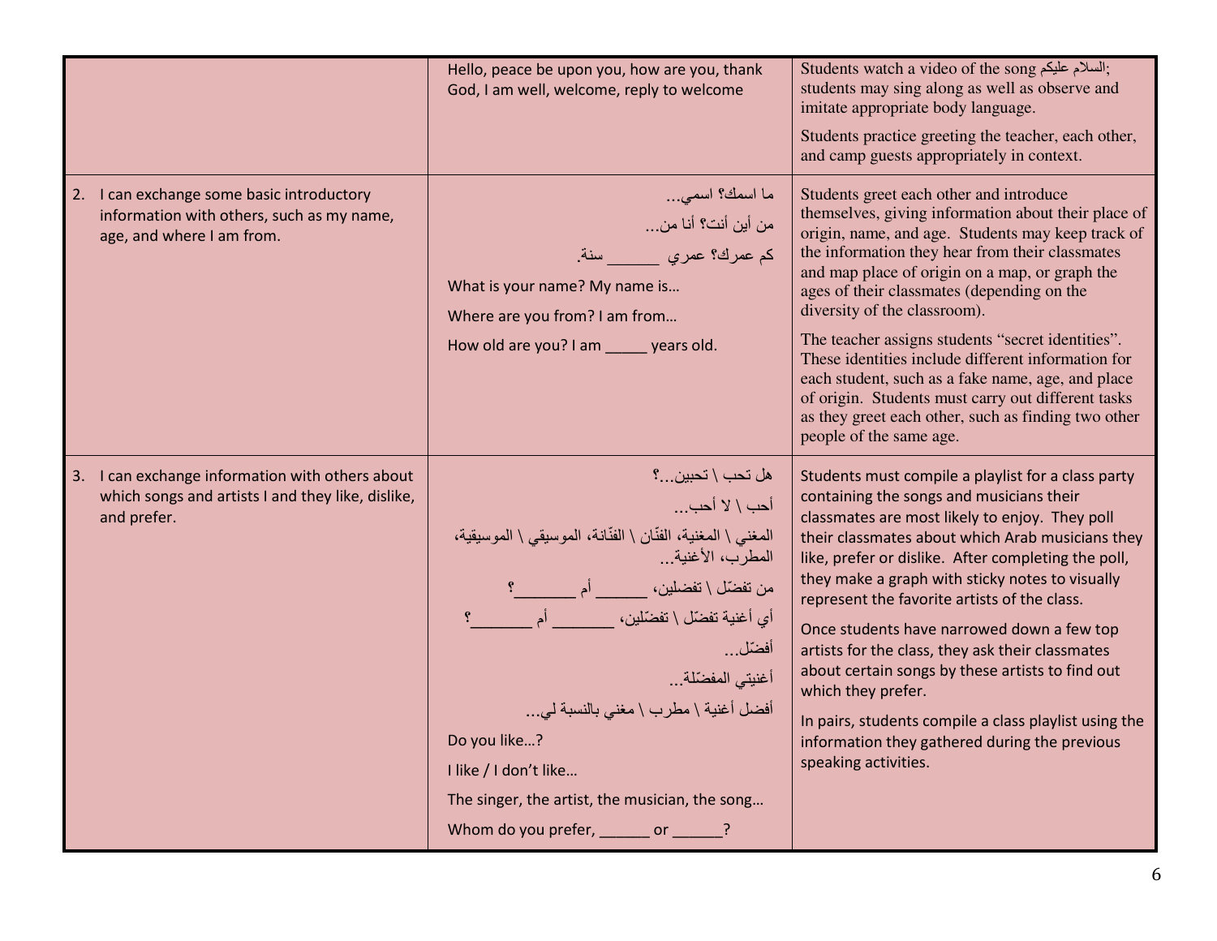| | | |
|---|---|---|
| | Hello, peace be upon you, how are you, thank God, I am well, welcome, reply to welcome | Students watch a video of the song السلام عليكم; students may sing along as well as observe and imitate appropriate body language.<br><br>Students practice greeting the teacher, each other, and camp guests appropriately in context. |
| 2. I can exchange some basic introductory information with others, such as my name, age, and where I am from. | ما اسمك؟ اسمي...<br><br>من أين أنت؟ أنا من...<br><br>كم عمرك؟ عمري ______ سنة.<br><br>What is your name? My name is…<br><br>Where are you from? I am from…<br><br>How old are you? I am _____ years old. | Students greet each other and introduce themselves, giving information about their place of origin, name, and age. Students may keep track of the information they hear from their classmates and map place of origin on a map, or graph the ages of their classmates (depending on the diversity of the classroom).<br><br>The teacher assigns students "secret identities". These identities include different information for each student, such as a fake name, age, and place of origin. Students must carry out different tasks as they greet each other, such as finding two other people of the same age. |
| 3. I can exchange information with others about which songs and artists I and they like, dislike, and prefer. | هل تحب \ تحبين...؟<br><br>أحب \ لا أحب...<br><br>المغني \ المغنية، الفنّان \ الفنّانة، الموسيقي \ الموسيقية، المطرب، الأغنية...<br><br>من تفضّل \ تفضلين، ______ أم _______؟<br><br>أي أغنية تفضّل \ تفضّلين، _______ أم _______؟<br><br>أفضّل...<br><br>أغنيتي المفضّلة...<br><br>أفضل أغنية \ مطرب \ مغني بالنسبة لي...<br><br>Do you like…?<br><br>I like / I don't like…<br><br>The singer, the artist, the musician, the song…<br><br>Whom do you prefer, ______ or ______? | Students must compile a playlist for a class party containing the songs and musicians their classmates are most likely to enjoy. They poll their classmates about which Arab musicians they like, prefer or dislike. After completing the poll, they make a graph with sticky notes to visually represent the favorite artists of the class.<br><br>Once students have narrowed down a few top artists for the class, they ask their classmates about certain songs by these artists to find out which they prefer.<br><br>In pairs, students compile a class playlist using the information they gathered during the previous speaking activities. |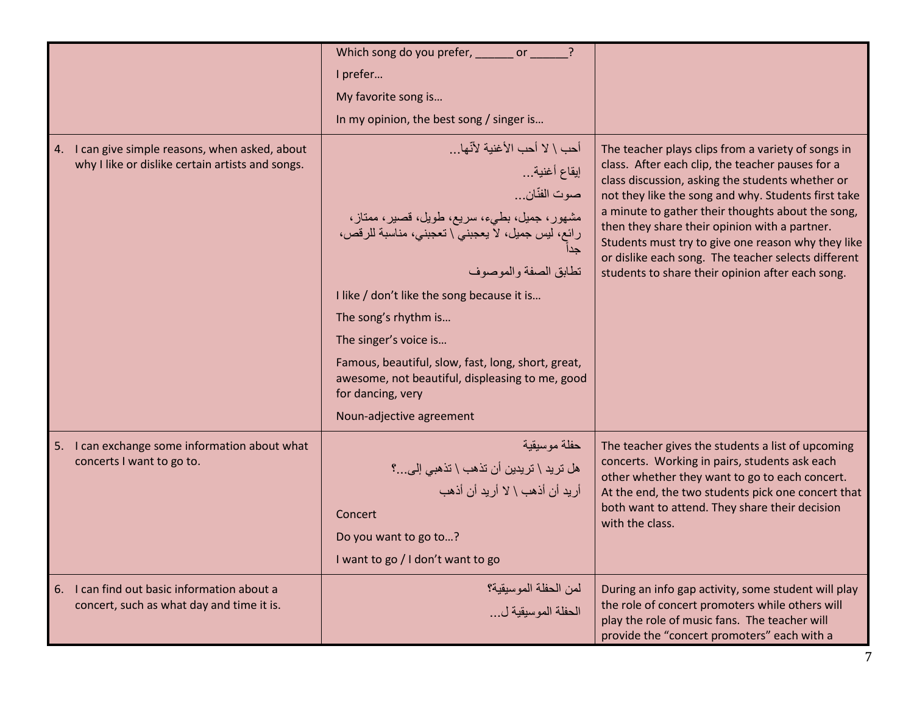| | | |
|---|---|---|
| | Which song do you prefer, ______ or ______?<br>I prefer…<br>My favorite song is…<br>In my opinion, the best song / singer is… | |
| 4. I can give simple reasons, when asked, about why I like or dislike certain artists and songs. | أحب \ لا أحب الأغنية لأنّها...<br>إيقاع أغنية...<br>صوت الفنّان...<br>مشهور، جميل، بطيء، سريع، طويل، قصير، ممتاز، رائع، ليس جميل، لا يعجبني \ تعجبني، مناسبة للرقص، جداً<br>تطابق الصفة والموصوف<br>I like / don't like the song because it is…<br>The song's rhythm is…<br>The singer's voice is…<br>Famous, beautiful, slow, fast, long, short, great, awesome, not beautiful, displeasing to me, good for dancing, very<br>Noun-adjective agreement | The teacher plays clips from a variety of songs in class. After each clip, the teacher pauses for a class discussion, asking the students whether or not they like the song and why. Students first take a minute to gather their thoughts about the song, then they share their opinion with a partner. Students must try to give one reason why they like or dislike each song. The teacher selects different students to share their opinion after each song. |
| 5. I can exchange some information about what concerts I want to go to. | حفلة موسيقية<br>هل تريد \ تريدين أن تذهب \ تذهبي إلى...؟<br>أريد أن أذهب \ لا أريد أن أذهب<br>Concert<br>Do you want to go to…?<br>I want to go / I don't want to go | The teacher gives the students a list of upcoming concerts. Working in pairs, students ask each other whether they want to go to each concert. At the end, the two students pick one concert that both want to attend. They share their decision with the class. |
| 6. I can find out basic information about a concert, such as what day and time it is. | لمن الحفلة الموسيقية؟<br>الحفلة الموسيقية لـ... | During an info gap activity, some student will play the role of concert promoters while others will play the role of music fans. The teacher will provide the "concert promoters" each with a |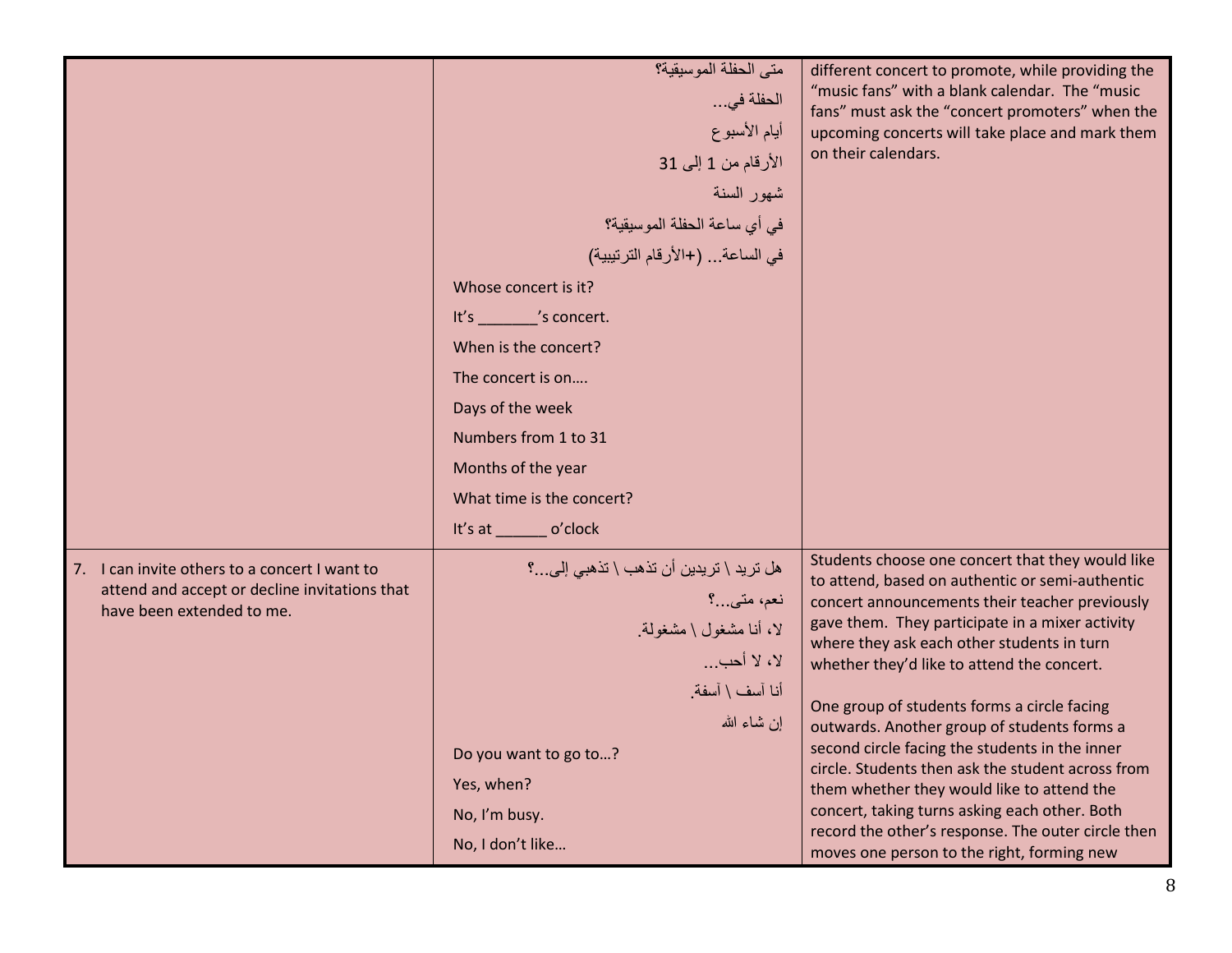| | | |
|---|---|---|
| | متى الحفلة الموسيقية؟<br>الحفلة في...<br>أيام الأسبوع<br>الأرقام من 1 إلى 31<br>شهور السنة<br>في أي ساعة الحفلة الموسيقية؟<br>في الساعة... (+الأرقام الترتيبية)<br>Whose concert is it?<br>It's _______'s concert.<br>When is the concert?<br>The concert is on….<br>Days of the week<br>Numbers from 1 to 31<br>Months of the year<br>What time is the concert?<br>It's at ______ o'clock | different concert to promote, while providing the "music fans" with a blank calendar. The "music fans" must ask the "concert promoters" when the upcoming concerts will take place and mark them on their calendars. |
| 7. I can invite others to a concert I want to attend and accept or decline invitations that have been extended to me. | هل تريد \ تريدين أن تذهب \ تذهبي إلى...؟<br>نعم، متى...؟<br>لا، أنا مشغول \ مشغولة.<br>لا، لا أحب...<br>أنا آسف \ آسفة.<br>إن شاء الله<br>Do you want to go to…?<br>Yes, when?<br>No, I'm busy.<br>No, I don't like… | Students choose one concert that they would like to attend, based on authentic or semi-authentic concert announcements their teacher previously gave them. They participate in a mixer activity where they ask each other students in turn whether they'd like to attend the concert.<br><br>One group of students forms a circle facing outwards. Another group of students forms a second circle facing the students in the inner circle. Students then ask the student across from them whether they would like to attend the concert, taking turns asking each other. Both record the other's response. The outer circle then moves one person to the right, forming new |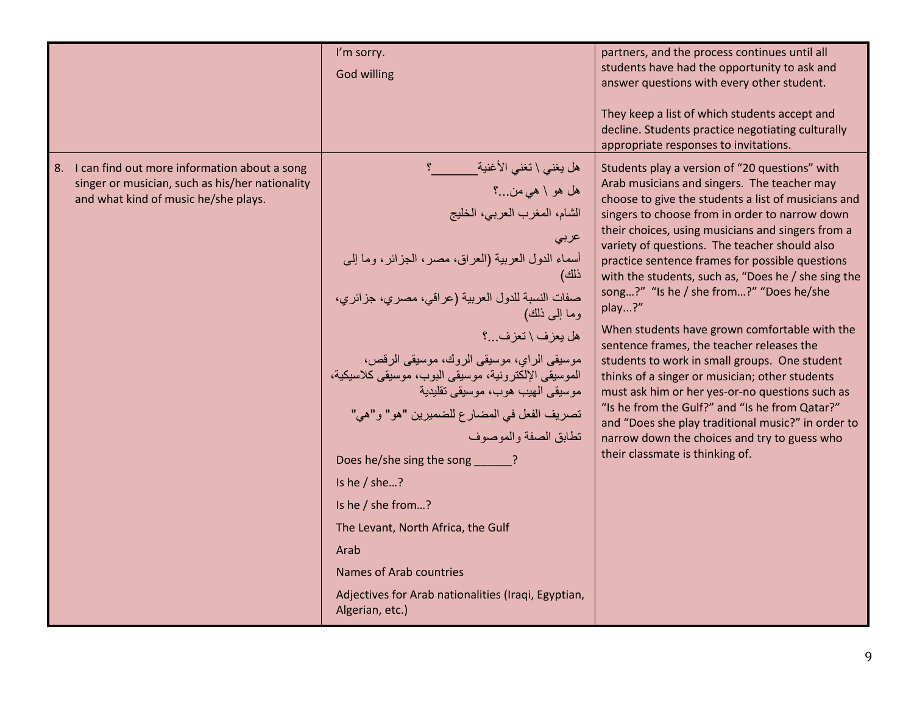| | | |
|---|---|---|
| | I'm sorry.<br>God willing | partners, and the process continues until all students have had the opportunity to ask and answer questions with every other student.<br><br>They keep a list of which students accept and decline. Students practice negotiating culturally appropriate responses to invitations. |
| 8. I can find out more information about a song singer or musician, such as his/her nationality and what kind of music he/she plays. | هل يغني \ تغني الأغنية_______؟<br>هل هو \ هي من...؟<br>الشام، المغرب العربي، الخليج<br>عربي<br>أسماء الدول العربية (العراق، مصر، الجزائر، وما إلى ذلك)<br>صفات النسبة للدول العربية (عراقي، مصري، جزائري، وما إلى ذلك)<br>هل يعزف \ تعزف...؟<br>موسيقى الراي، موسيقى الروك، موسيقى الرقص، الموسيقى الإلكترونية، موسيقى البوب، موسيقى كلاسيكية، موسيقى الهيب هوب، موسيقى تقليدية<br>تصريف الفعل في المضارع للضميرين "هو" و"هي"<br>تطابق الصفة والموصوف<br>Does he/she sing the song ______?<br>Is he / she…?<br>Is he / she from…?<br>The Levant, North Africa, the Gulf<br>Arab<br>Names of Arab countries<br>Adjectives for Arab nationalities (Iraqi, Egyptian, Algerian, etc.) | Students play a version of "20 questions" with Arab musicians and singers. The teacher may choose to give the students a list of musicians and singers to choose from in order to narrow down their choices, using musicians and singers from a variety of questions. The teacher should also practice sentence frames for possible questions with the students, such as, "Does he / she sing the song…?" "Is he / she from…?" "Does he/she play…?"<br><br>When students have grown comfortable with the sentence frames, the teacher releases the students to work in small groups. One student thinks of a singer or musician; other students must ask him or her yes-or-no questions such as "Is he from the Gulf?" and "Is he from Qatar?" and "Does she play traditional music?" in order to narrow down the choices and try to guess who their classmate is thinking of. |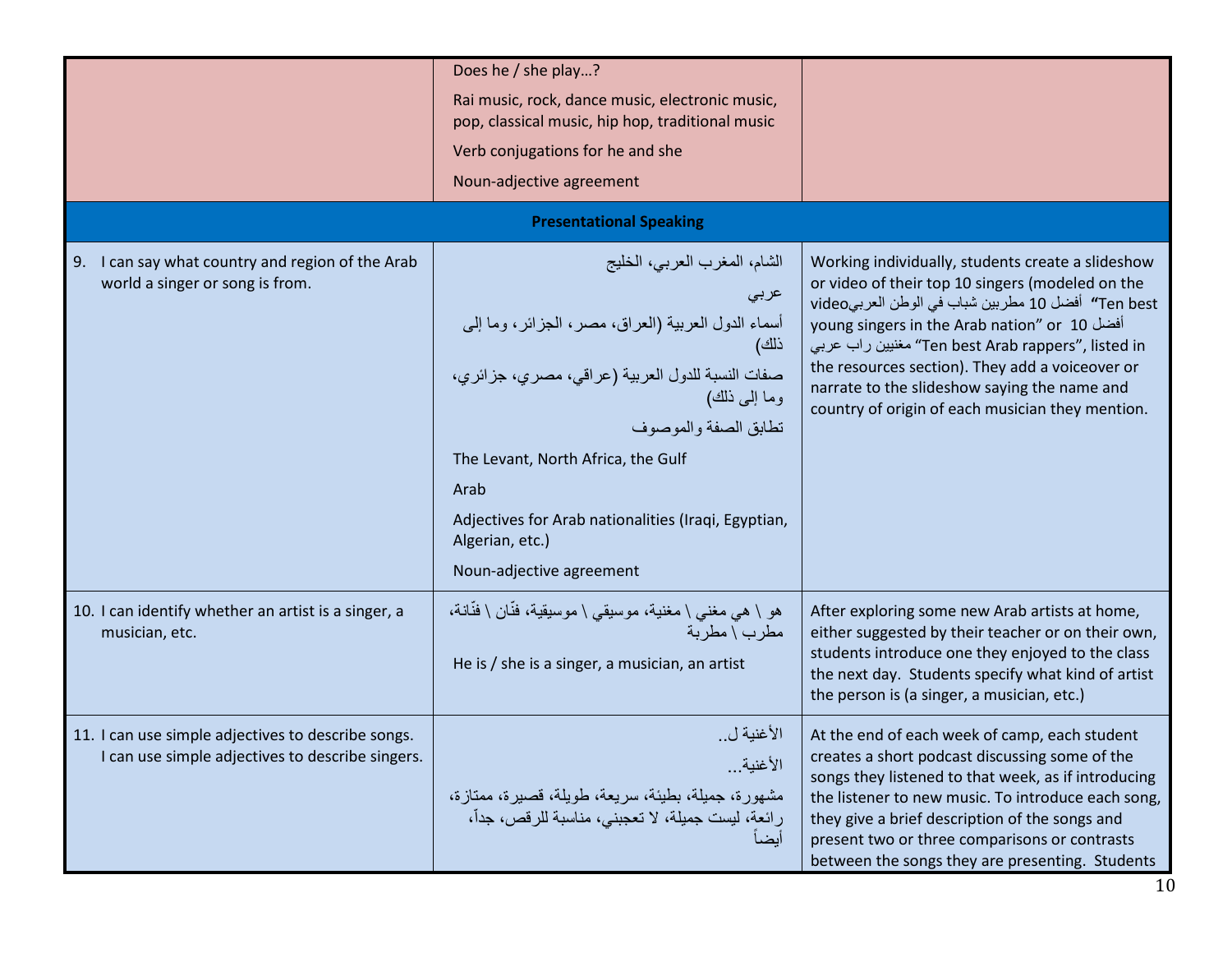| | | |
|---|---|---|
| | Does he / she play…?<br><br>Rai music, rock, dance music, electronic music, pop, classical music, hip hop, traditional music<br><br>Verb conjugations for he and she<br><br>Noun-adjective agreement | |
| **Presentational Speaking** | | |
| 9. I can say what country and region of the Arab world a singer or song is from. | الشام، المغرب العربي، الخليج<br><br>عربي<br><br>أسماء الدول العربية (العراق، مصر، الجزائر، وما إلى ذلك)<br><br>صفات النسبة للدول العربية (عراقي، مصري، جزائري، وما إلى ذلك)<br><br>تطابق الصفة والموصوف<br><br>The Levant, North Africa, the Gulf<br><br>Arab<br><br>Adjectives for Arab nationalities (Iraqi, Egyptian, Algerian, etc.)<br><br>Noun-adjective agreement | Working individually, students create a slideshow or video of their top 10 singers (modeled on the video أفضل 10 مطربين شباب في الوطن العربي "Ten best young singers in the Arab nation" or أفضل 10 مغنيين راب عربي "Ten best Arab rappers", listed in the resources section). They add a voiceover or narrate to the slideshow saying the name and country of origin of each musician they mention. |
| 10. I can identify whether an artist is a singer, a musician, etc. | هو \ هي مغني \ مغنية، موسيقي \ موسيقية، فنّان \ فنّانة، مطرب \ مطربة<br><br>He is / she is a singer, a musician, an artist | After exploring some new Arab artists at home, either suggested by their teacher or on their own, students introduce one they enjoyed to the class the next day. Students specify what kind of artist the person is (a singer, a musician, etc.) |
| 11. I can use simple adjectives to describe songs. I can use simple adjectives to describe singers. | الأغنية لـ..<br><br>الأغنية...<br><br>مشهورة، جميلة، بطيئة، سريعة، طويلة، قصيرة، ممتازة، رائعة، ليست جميلة، لا تعجبني، مناسبة للرقص، جداً، أيضاً | At the end of each week of camp, each student creates a short podcast discussing some of the songs they listened to that week, as if introducing the listener to new music. To introduce each song, they give a brief description of the songs and present two or three comparisons or contrasts between the songs they are presenting. Students |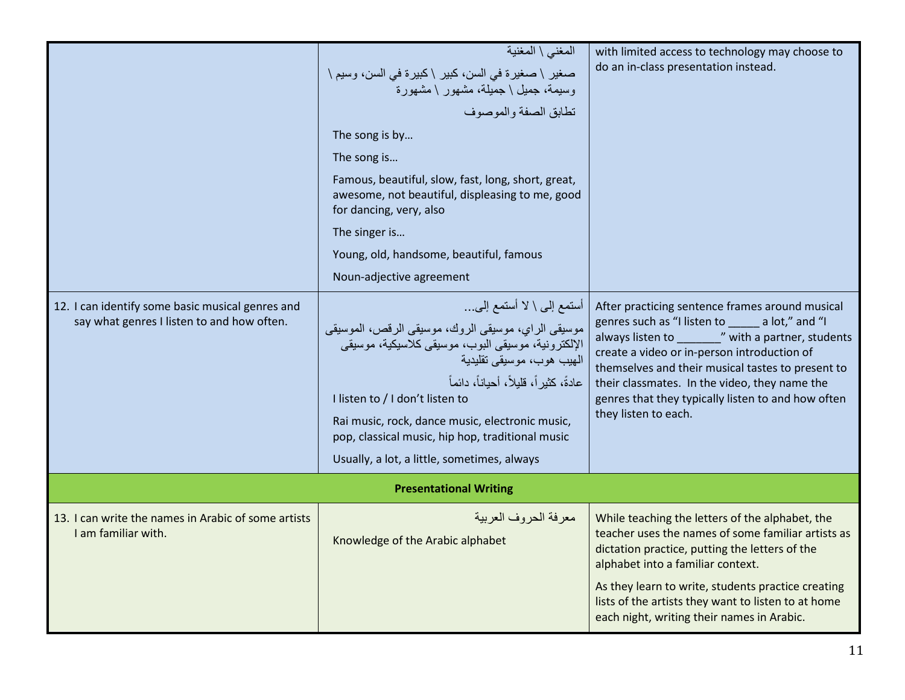| | | |
|---|---|---|
| | المغني \ المغنية<br><br>صغير \ صغيرة في السن، كبير \ كبيرة في السن، وسيم \ وسيمة، جميل \ جميلة، مشهور \ مشهورة<br><br>تطابق الصفة والموصوف<br><br>The song is by…<br><br>The song is…<br><br>Famous, beautiful, slow, fast, long, short, great, awesome, not beautiful, displeasing to me, good for dancing, very, also<br><br>The singer is…<br><br>Young, old, handsome, beautiful, famous<br><br>Noun-adjective agreement | with limited access to technology may choose to do an in-class presentation instead. |
| 12. I can identify some basic musical genres and say what genres I listen to and how often. | أستمع إلى \ لا أستمع إلى...<br><br>موسيقى الراي، موسيقى الروك، موسيقى الرقص، الموسيقى الإلكترونية، موسيقى البوب، موسيقى كلاسيكية، موسيقى الهيب هوب، موسيقى تقليدية<br><br>عادةً، كثيراً، قليلاً، أحياناً، دائماً<br><br>I listen to / I don't listen to<br><br>Rai music, rock, dance music, electronic music, pop, classical music, hip hop, traditional music<br><br>Usually, a lot, a little, sometimes, always | After practicing sentence frames around musical genres such as "I listen to _____ a lot," and "I always listen to _______" with a partner, students create a video or in-person introduction of themselves and their musical tastes to present to their classmates. In the video, they name the genres that they typically listen to and how often they listen to each. |
| **Presentational Writing** | | |
| 13. I can write the names in Arabic of some artists I am familiar with. | معرفة الحروف العربية<br><br>Knowledge of the Arabic alphabet | While teaching the letters of the alphabet, the teacher uses the names of some familiar artists as dictation practice, putting the letters of the alphabet into a familiar context.<br><br>As they learn to write, students practice creating lists of the artists they want to listen to at home each night, writing their names in Arabic. |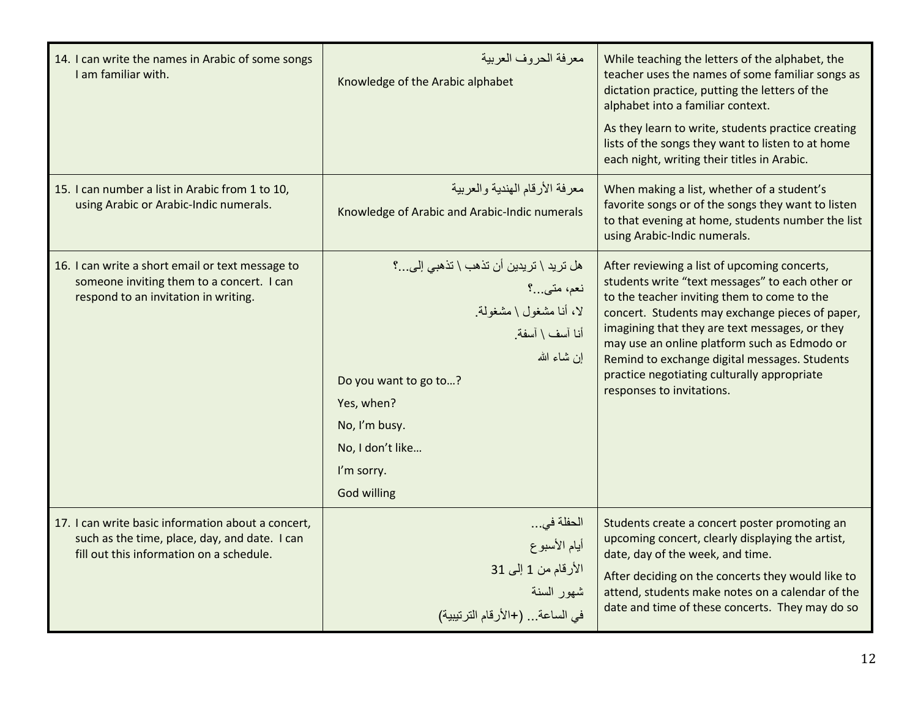| | | |
|---|---|---|
| 14. I can write the names in Arabic of some songs I am familiar with. | معرفة الحروف العربية<br><br>Knowledge of the Arabic alphabet | While teaching the letters of the alphabet, the teacher uses the names of some familiar songs as dictation practice, putting the letters of the alphabet into a familiar context.<br><br>As they learn to write, students practice creating lists of the songs they want to listen to at home each night, writing their titles in Arabic. |
| 15. I can number a list in Arabic from 1 to 10, using Arabic or Arabic-Indic numerals. | معرفة الأرقام الهندية والعربية<br><br>Knowledge of Arabic and Arabic-Indic numerals | When making a list, whether of a student's favorite songs or of the songs they want to listen to that evening at home, students number the list using Arabic-Indic numerals. |
| 16. I can write a short email or text message to someone inviting them to a concert. I can respond to an invitation in writing. | هل تريد \ تريدين أن تذهب \ تذهبي إلى...؟<br>نعم، متى...؟<br>لا، أنا مشغول \ مشغولة.<br>أنا آسف \ آسفة.<br>إن شاء الله<br><br>Do you want to go to…?<br>Yes, when?<br>No, I'm busy.<br>No, I don't like…<br>I'm sorry.<br>God willing | After reviewing a list of upcoming concerts, students write "text messages" to each other or to the teacher inviting them to come to the concert. Students may exchange pieces of paper, imagining that they are text messages, or they may use an online platform such as Edmodo or Remind to exchange digital messages. Students practice negotiating culturally appropriate responses to invitations. |
| 17. I can write basic information about a concert, such as the time, place, day, and date. I can fill out this information on a schedule. | الحفلة في...<br>أيام الأسبوع<br>الأرقام من 1 إلى 31<br>شهور السنة<br>في الساعة... (+الأرقام الترتيبية) | Students create a concert poster promoting an upcoming concert, clearly displaying the artist, date, day of the week, and time.<br><br>After deciding on the concerts they would like to attend, students make notes on a calendar of the date and time of these concerts. They may do so |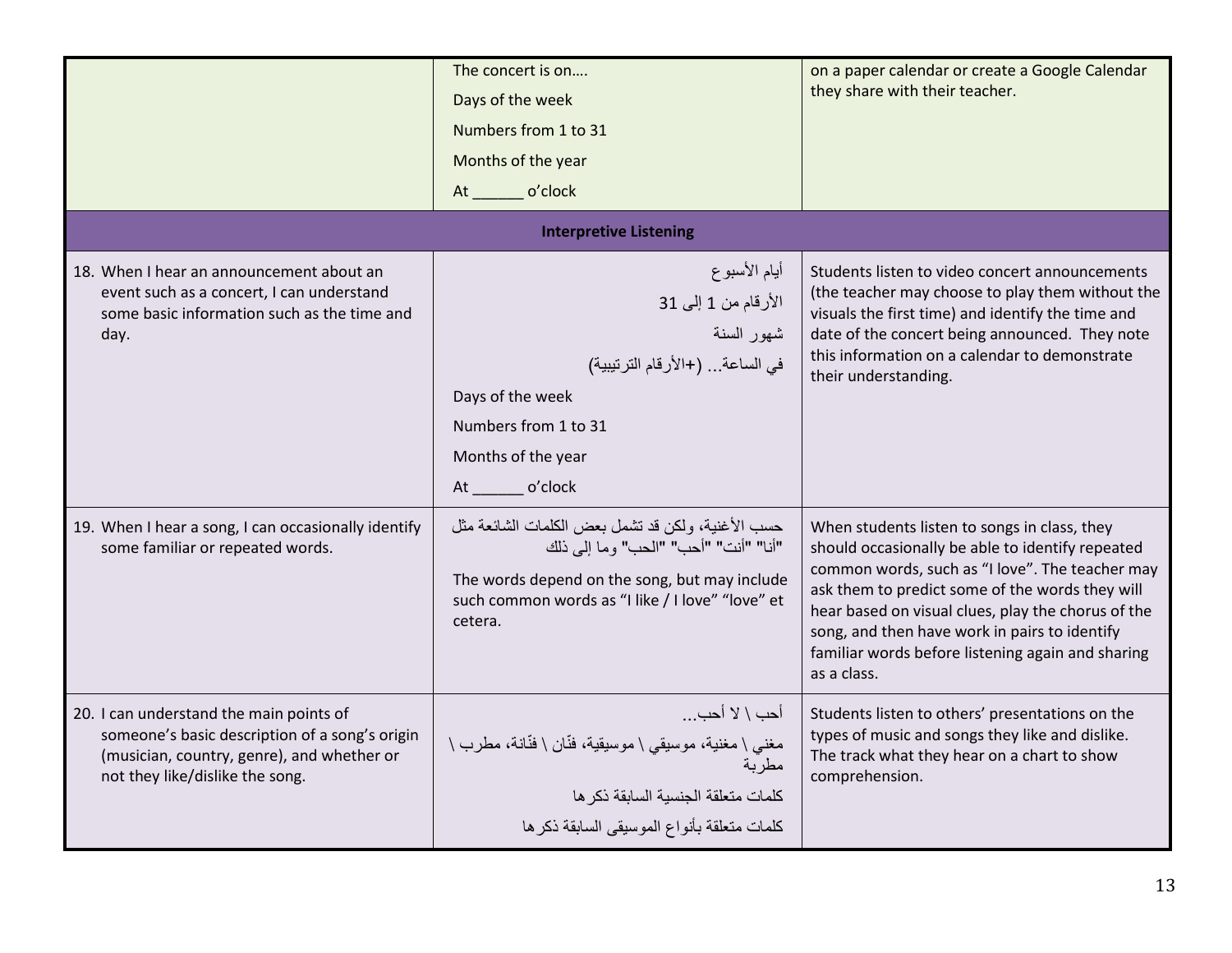| | | |
|---|---|---|
| | The concert is on….<br>Days of the week<br>Numbers from 1 to 31<br>Months of the year<br>At ______ o'clock | on a paper calendar or create a Google Calendar they share with their teacher. |
| **Interpretive Listening** | | |
| 18. When I hear an announcement about an event such as a concert, I can understand some basic information such as the time and day. | أيام الأسبوع<br>الأرقام من 1 إلى 31<br>شهور السنة<br>في الساعة... (+الأرقام الترتيبية)<br>Days of the week<br>Numbers from 1 to 31<br>Months of the year<br>At ______ o'clock | Students listen to video concert announcements (the teacher may choose to play them without the visuals the first time) and identify the time and date of the concert being announced. They note this information on a calendar to demonstrate their understanding. |
| 19. When I hear a song, I can occasionally identify some familiar or repeated words. | حسب الأغنية، ولكن قد تشمل بعض الكلمات الشائعة مثل "أنا" "أنت" "أحب" "الحب" وما إلى ذلك<br>The words depend on the song, but may include such common words as "I like / I love" "love" et cetera. | When students listen to songs in class, they should occasionally be able to identify repeated common words, such as "I love". The teacher may ask them to predict some of the words they will hear based on visual clues, play the chorus of the song, and then have work in pairs to identify familiar words before listening again and sharing as a class. |
| 20. I can understand the main points of someone's basic description of a song's origin (musician, country, genre), and whether or not they like/dislike the song. | أحب \ لا أحب...<br>مغني \ مغنية، موسيقي \ موسيقية، فنّان \ فنّانة، مطرب \ مطربة<br>كلمات متعلقة الجنسية السابقة ذكرها<br>كلمات متعلقة بأنواع الموسيقى السابقة ذكرها | Students listen to others' presentations on the types of music and songs they like and dislike. The track what they hear on a chart to show comprehension. |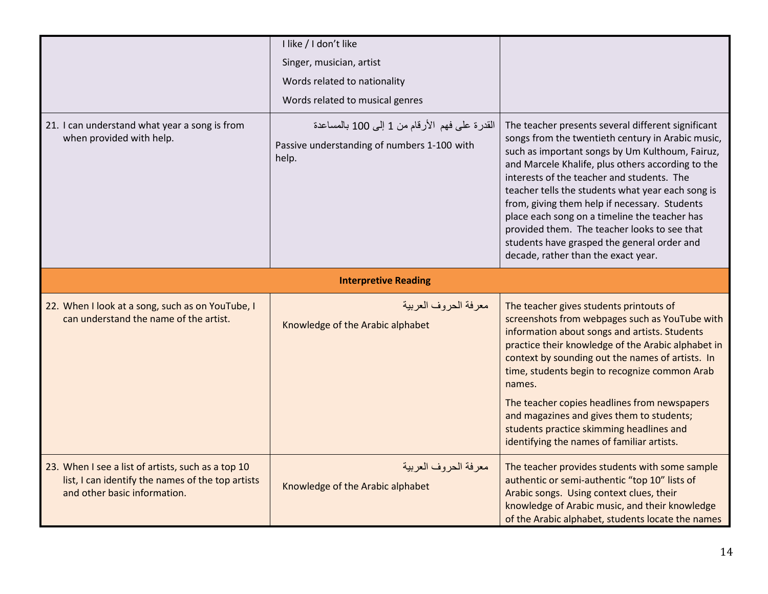| | | |
|---|---|---|
| | I like / I don't like<br>Singer, musician, artist<br>Words related to nationality<br>Words related to musical genres | |
| 21. I can understand what year a song is from when provided with help. | القدرة على فهم الأرقام من 1 إلى 100 بالمساعدة<br>Passive understanding of numbers 1-100 with help. | The teacher presents several different significant songs from the twentieth century in Arabic music, such as important songs by Um Kulthoum, Fairuz, and Marcele Khalife, plus others according to the interests of the teacher and students. The teacher tells the students what year each song is from, giving them help if necessary. Students place each song on a timeline the teacher has provided them. The teacher looks to see that students have grasped the general order and decade, rather than the exact year. |
| | **Interpretive Reading** | |
| 22. When I look at a song, such as on YouTube, I can understand the name of the artist. | معرفة الحروف العربية<br>Knowledge of the Arabic alphabet | The teacher gives students printouts of screenshots from webpages such as YouTube with information about songs and artists. Students practice their knowledge of the Arabic alphabet in context by sounding out the names of artists. In time, students begin to recognize common Arab names.<br><br>The teacher copies headlines from newspapers and magazines and gives them to students; students practice skimming headlines and identifying the names of familiar artists. |
| 23. When I see a list of artists, such as a top 10 list, I can identify the names of the top artists and other basic information. | معرفة الحروف العربية<br>Knowledge of the Arabic alphabet | The teacher provides students with some sample authentic or semi-authentic "top 10" lists of Arabic songs. Using context clues, their knowledge of Arabic music, and their knowledge of the Arabic alphabet, students locate the names |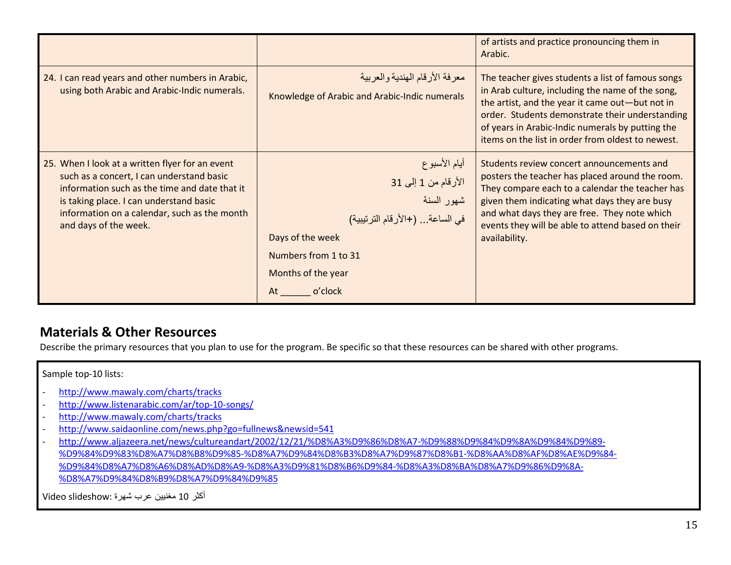| | | |
|---|---|---|
| | | of artists and practice pronouncing them in Arabic. |
| 24. I can read years and other numbers in Arabic, using both Arabic and Arabic-Indic numerals. | معرفة الأرقام الهندية والعربية<br>Knowledge of Arabic and Arabic-Indic numerals | The teacher gives students a list of famous songs in Arab culture, including the name of the song, the artist, and the year it came out—but not in order. Students demonstrate their understanding of years in Arabic-Indic numerals by putting the items on the list in order from oldest to newest. |
| 25. When I look at a written flyer for an event such as a concert, I can understand basic information such as the time and date that it is taking place. I can understand basic information on a calendar, such as the month and days of the week. | أيام الأسبوع<br>الأرقام من 1 إلى 31<br>شهور السنة<br>في الساعة... (+الأرقام الترتيبية)<br>Days of the week<br>Numbers from 1 to 31<br>Months of the year<br>At ______ o'clock | Students review concert announcements and posters the teacher has placed around the room. They compare each to a calendar the teacher has given them indicating what days they are busy and what days they are free. They note which events they will be able to attend based on their availability. |

## Materials & Other Resources

Describe the primary resources that you plan to use for the program. Be specific so that these resources can be shared with other programs.

Sample top-10 lists:

- http://www.mawaly.com/charts/tracks
- http://www.listenarabic.com/ar/top-10-songs/
- http://www.mawaly.com/charts/tracks
- http://www.saidaonline.com/news.php?go=fullnews&newsid=541
- http://www.aljazeera.net/news/cultureandart/2002/12/21/%D8%A3%D9%86%D8%A7-%D9%88%D9%84%D9%8A%D9%84%D9%89-%D9%84%D9%83%D8%A7%D8%B8%D9%85-%D8%A7%D9%84%D8%B3%D8%A7%D9%87%D8%B1-%D8%AA%D8%AF%D8%AE%D9%84-%D9%84%D8%A7%D8%A6%D8%AD%D8%A9-%D8%A3%D9%81%D8%B6%D9%84-%D8%A3%D8%BA%D8%A7%D9%86%D9%8A-%D8%A7%D9%84%D8%B9%D8%A7%D9%84%D9%85

Video slideshow: أكثر 10 مغنيين عرب شهرة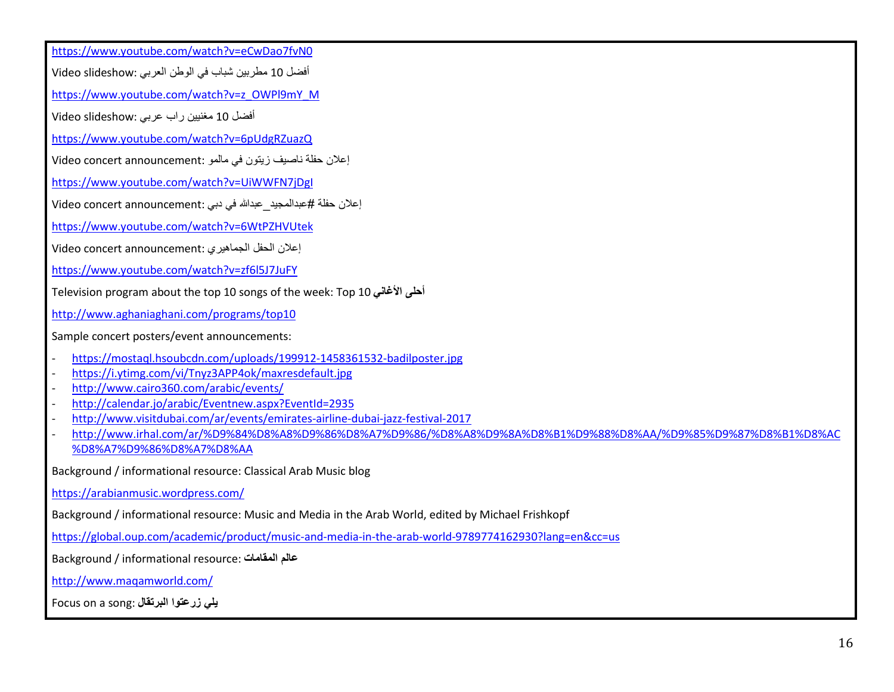https://www.youtube.com/watch?v=eCwDao7fvN0

Video slideshow: أفضل 10 مطربين شباب في الوطن العربي

https://www.youtube.com/watch?v=z_OWPl9mY_M

Video slideshow: أفضل 10 مغنيين راب عربي

https://www.youtube.com/watch?v=6pUdgRZuazQ

Video concert announcement: إعلان حفلة ناصيف زيتون في مالمو

https://www.youtube.com/watch?v=UiWWFN7jDgI

Video concert announcement: إعلان حفلة #عبدالمجيد_عبدالله في دبي

https://www.youtube.com/watch?v=6WtPZHVUtek

Video concert announcement: إعلان الحفل الجماهيري

https://www.youtube.com/watch?v=zf6l5J7JuFY

Television program about the top 10 songs of the week: Top 10 **أحلى الأغاني**

http://www.aghaniaghani.com/programs/top10

Sample concert posters/event announcements:

- https://mostaql.hsoubcdn.com/uploads/199912-1458361532-badilposter.jpg
- https://i.ytimg.com/vi/Tnyz3APP4ok/maxresdefault.jpg
- http://www.cairo360.com/arabic/events/
- http://calendar.jo/arabic/Eventnew.aspx?EventId=2935
- http://www.visitdubai.com/ar/events/emirates-airline-dubai-jazz-festival-2017
- http://www.irhal.com/ar/%D9%84%D8%A8%D9%86%D8%A7%D9%86/%D8%A8%D9%8A%D8%B1%D9%88%D8%AA/%D9%85%D9%87%D8%B1%D8%AC%D8%A7%D9%86%D8%A7%D8%AA

Background / informational resource: Classical Arab Music blog

https://arabianmusic.wordpress.com/

Background / informational resource: Music and Media in the Arab World, edited by Michael Frishkopf

https://global.oup.com/academic/product/music-and-media-in-the-arab-world-9789774162930?lang=en&cc=us

Background / informational resource: **عالم المقامات**

http://www.maqamworld.com/

Focus on a song: **يلي زرعتوا البرتقال**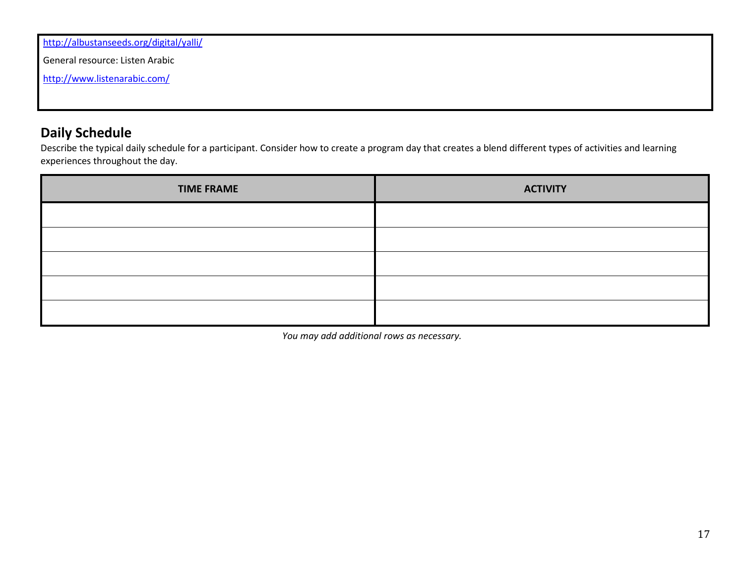http://albustanseeds.org/digital/yalli/

General resource: Listen Arabic

http://www.listenarabic.com/

## Daily Schedule

Describe the typical daily schedule for a participant. Consider how to create a program day that creates a blend different types of activities and learning experiences throughout the day.

| TIME FRAME | ACTIVITY |
|---|---|
| | |
| | |
| | |
| | |
| | |

*You may add additional rows as necessary.*